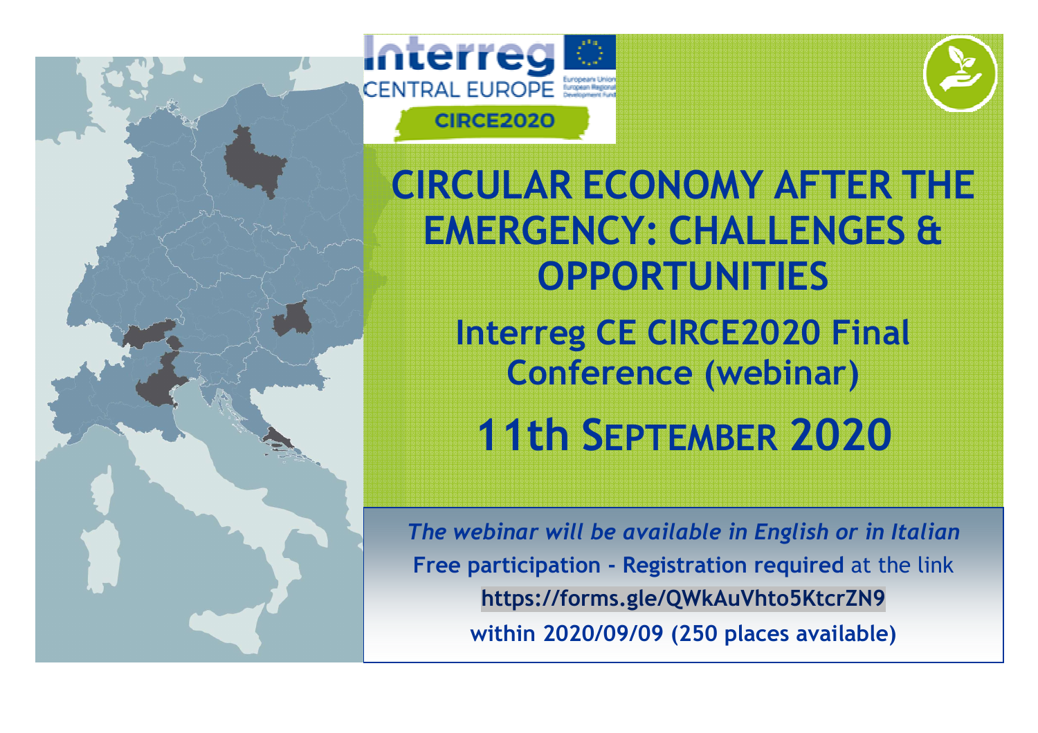Interreg CENTRAL EUROPE

CIRCE2020

# CIRCULAR ECONOMY AFTER THE EMERGENCY: CHALLENGES & OPPORTUNITIES

## Interreg CE CIRCE2020 Final Conference (webinar)

## 11th SEPTEMBER 2020

*The webinar will be available in English or in Italian*

**Free participation - Registration required** at the link

**https://forms.gle/QWkAuVhto5KtcrZN9**

**within 2020/09/09 (250 places available)**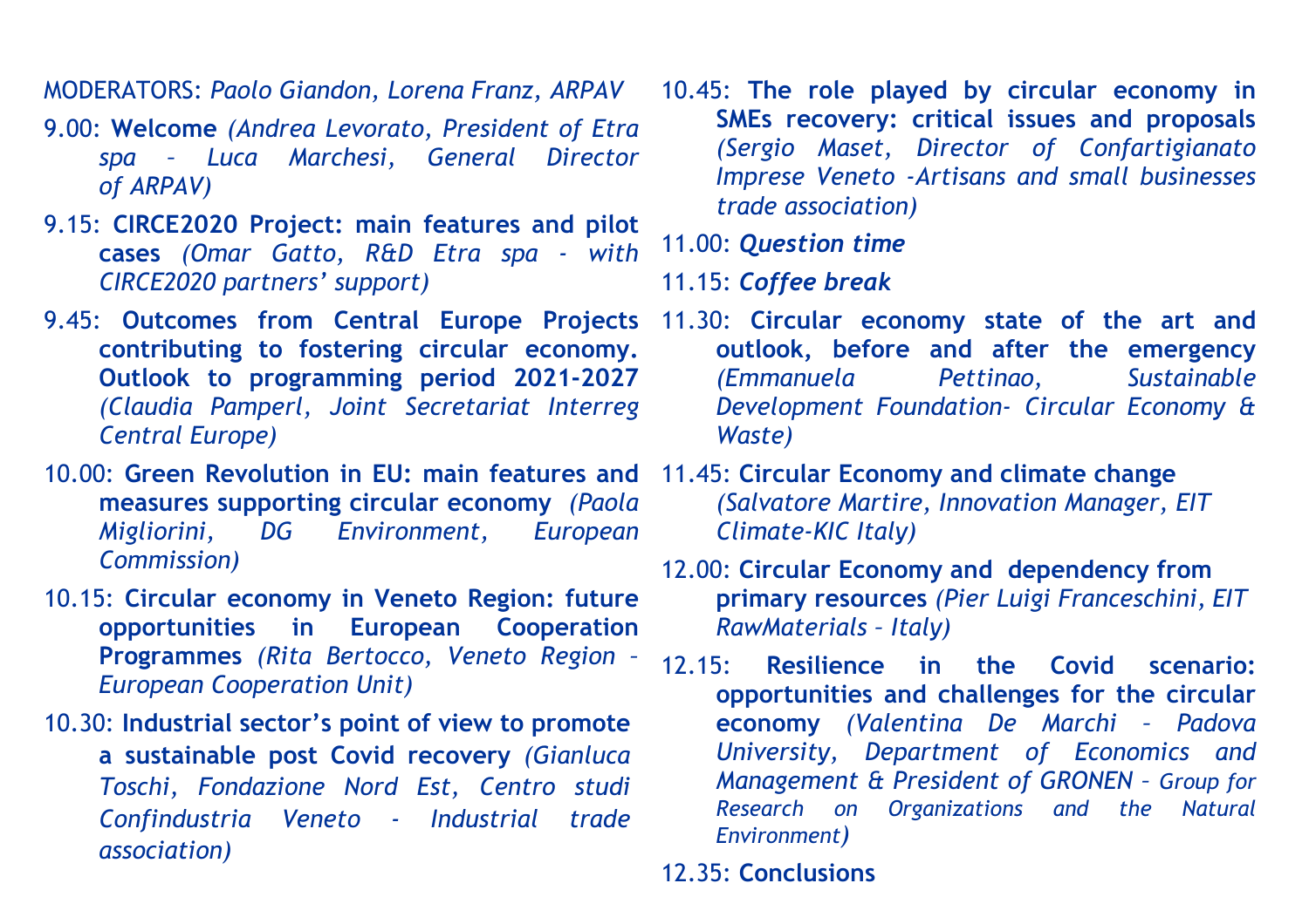MODERATORS: *Paolo Giandon, Lorena Franz, ARPAV*

9.00: **Welcome** *(Andrea Levorato, President of Etra spa – Luca Marchesi, General Director of ARPAV)*

9.15: **CIRCE2020 Project: main features and pilot cases** *(Omar Gatto, R&D Etra spa - with CIRCE2020 partners' support)*

9.45: **Outcomes from Central Europe Projects contributing to fostering circular economy. Outlook to programming period 2021-2027** *(Claudia Pamperl, Joint Secretariat Interreg Central Europe)*

10.00: **Green Revolution in EU: main features and measures supporting circular economy** *(Paola Migliorini, DG Environment, European Commission)*

10.15: **Circular economy in Veneto Region: future opportunities in European Cooperation Programmes** *(Rita Bertocco, Veneto Region – European Cooperation Unit)*

10.30: **Industrial sector's point of view to promote a sustainable post Covid recovery** *(Gianluca Toschi, Fondazione Nord Est, Centro studi Confindustria Veneto - Industrial trade association)*

10.45: **The role played by circular economy in SMEs recovery: critical issues and proposals** *(Sergio Maset, Director of Confartigianato Imprese Veneto -Artisans and small businesses trade association)*

11.00: ***Question time***

11.15: ***Coffee break***

11.30: **Circular economy state of the art and outlook, before and after the emergency** *(Emmanuela Pettinao, Sustainable Development Foundation- Circular Economy & Waste)*

11.45: **Circular Economy and climate change** *(Salvatore Martire, Innovation Manager, EIT Climate-KIC Italy)*

12.00: **Circular Economy and dependency from primary resources** *(Pier Luigi Franceschini, EIT RawMaterials – Italy)*

12.15: **Resilience in the Covid scenario: opportunities and challenges for the circular economy** *(Valentina De Marchi – Padova University, Department of Economics and Management & President of GRONEN – Group for Research on Organizations and the Natural Environment)*

12.35: **Conclusions**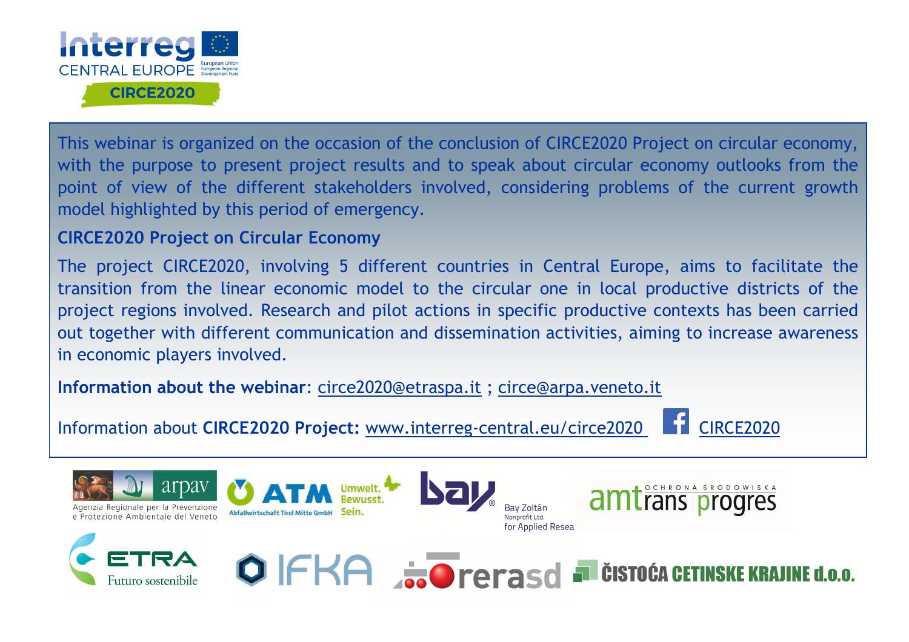This webinar is organized on the occasion of the conclusion of CIRCE2020 Project on circular economy, with the purpose to present project results and to speak about circular economy outlooks from the point of view of the different stakeholders involved, considering problems of the current growth model highlighted by this period of emergency.

**CIRCE2020 Project on Circular Economy**

The project CIRCE2020, involving 5 different countries in Central Europe, aims to facilitate the transition from the linear economic model to the circular one in local productive districts of the project regions involved. Research and pilot actions in specific productive contexts has been carried out together with different communication and dissemination activities, aiming to increase awareness in economic players involved.

**Information about the webinar**: circe2020@etraspa.it ; circe@arpa.veneto.it

Information about **CIRCE2020 Project:** www.interreg-central.eu/circe2020 CIRCE2020